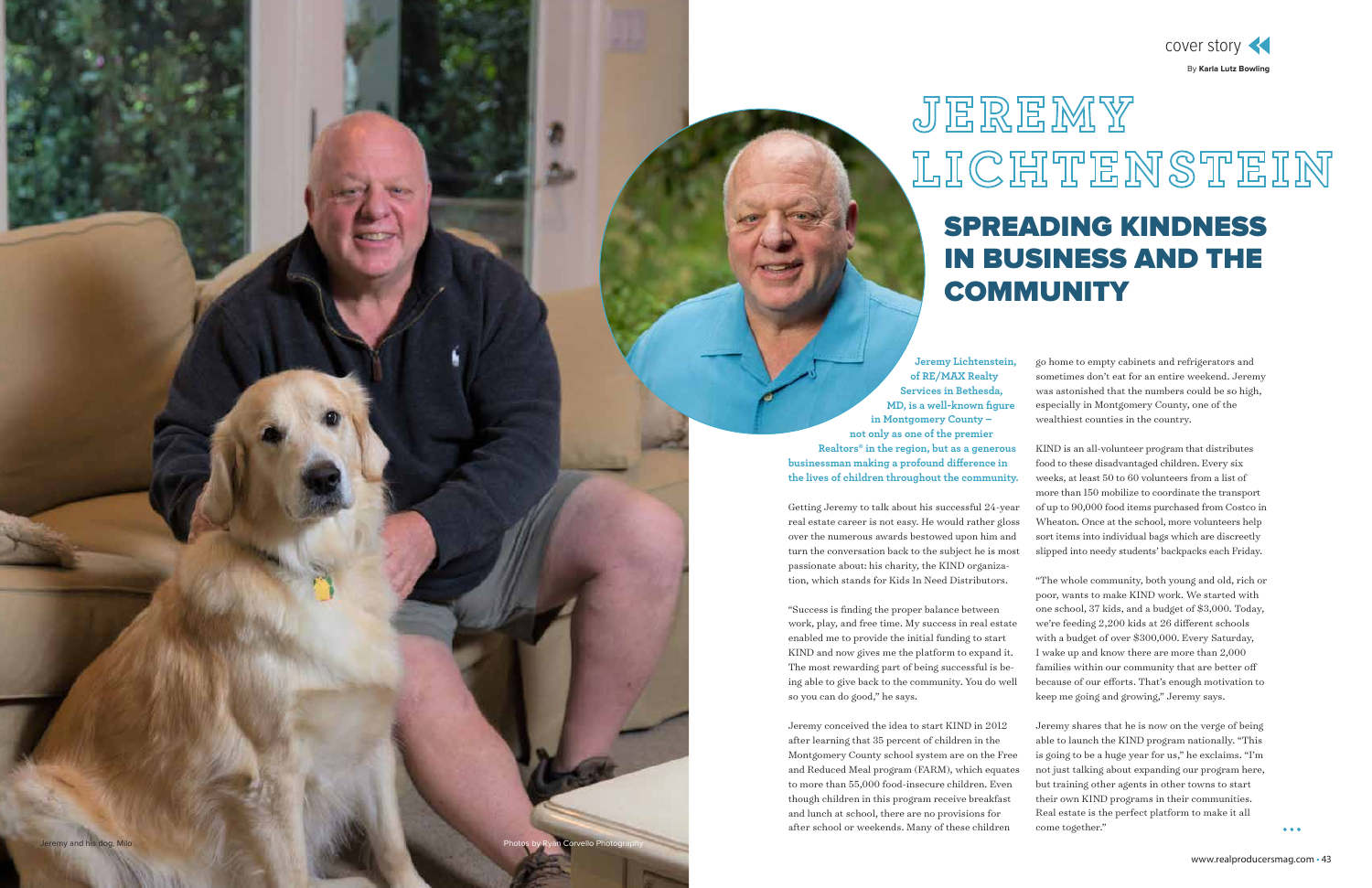cover story

By **Karla Lutz Bowling**

# JEREMY LICHTENSTEIN

## SPREADING KINDNESS IN BUSINESS AND THE COMMUNITY

**Jeremy Lichtenstein, of RE/MAX Realty Services in Bethesda, MD, is a well-known figure in Montgomery County – not only as one of the premier Realtors® in the region, but as a generous businessman making a profound difference in the lives of children throughout the community.**

Getting Jeremy to talk about his successful 24-year real estate career is not easy. He would rather gloss over the numerous awards bestowed upon him and turn the conversation back to the subject he is most passionate about: his charity, the KIND organization, which stands for Kids In Need Distributors.

"Success is finding the proper balance between work, play, and free time. My success in real estate enabled me to provide the initial funding to start KIND and now gives me the platform to expand it. The most rewarding part of being successful is being able to give back to the community. You do well so you can do good," he says.

Jeremy conceived the idea to start KIND in 2012 after learning that 35 percent of children in the Montgomery County school system are on the Free and Reduced Meal program (FARM), which equates to more than 55,000 food-insecure children. Even though children in this program receive breakfast and lunch at school, there are no provisions for after school or weekends. Many of these children go home to empty cabinets and refrigerators and sometimes don't eat for an entire weekend. Jeremy was astonished that the numbers could be so high, especially in Montgomery County, one of the wealthiest counties in the country.

KIND is an all-volunteer program that distributes food to these disadvantaged children. Every six weeks, at least 50 to 60 volunteers from a list of more than 150 mobilize to coordinate the transport of up to 90,000 food items purchased from Costco in Wheaton. Once at the school, more volunteers help sort items into individual bags which are discreetly slipped into needy students' backpacks each Friday.

"The whole community, both young and old, rich or poor, wants to make KIND work. We started with one school, 37 kids, and a budget of $3,000. Today, we're feeding 2,200 kids at 26 different schools with a budget of over $300,000. Every Saturday, I wake up and know there are more than 2,000 families within our community that are better off because of our efforts. That's enough motivation to keep me going and growing," Jeremy says.

Jeremy shares that he is now on the verge of being able to launch the KIND program nationally. "This is going to be a huge year for us," he exclaims. "I'm not just talking about expanding our program here, but training other agents in other towns to start their own KIND programs in their communities. Real estate is the perfect platform to make it all come together."

Jeremy and his dog, Milo

Photos by Ryan Corvello Photography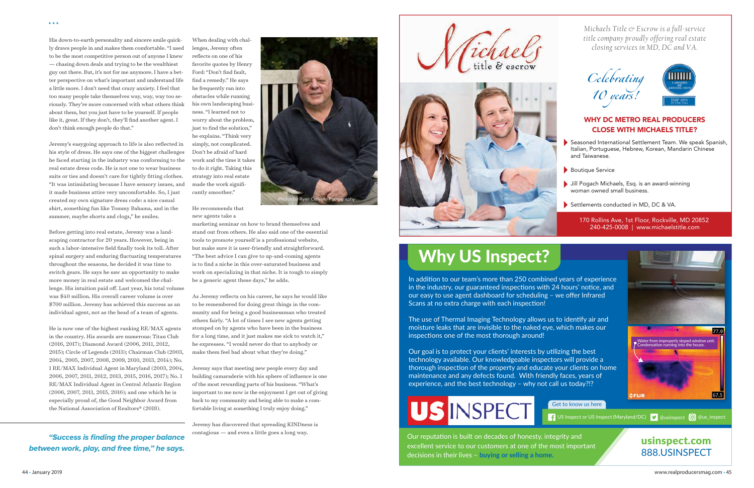His down-to-earth personality and sincere smile quickly draws people in and makes them comfortable. "I used to be the most competitive person out of anyone I knew — chasing down deals and trying to be the wealthiest guy out there. But, it's not for me anymore. I have a better perspective on what's important and understand life a little more. I don't need that crazy anxiety. I feel that too many people take themselves way, way, way too seriously. They're more concerned with what others think about them, but you just have to be yourself. If people like it, great. If they don't, they'll find another agent. I don't think enough people do that."

Jeremy's easygoing approach to life is also reflected in his style of dress. He says one of the biggest challenges he faced starting in the industry was conforming to the real estate dress code. He is not one to wear business suits or ties and doesn't care for tightly fitting clothes. "It was intimidating because I have sensory issues, and it made business attire very uncomfortable. So, I just created my own signature dress code: a nice casual shirt, something fun like Tommy Bahama, and in the summer, maybe shorts and clogs," he smiles.

Before getting into real estate, Jeremy was a landscaping contractor for 20 years. However, being in such a labor-intensive field finally took its toll. After spinal surgery and enduring fluctuating temperatures throughout the seasons, he decided it was time to switch gears. He says he saw an opportunity to make more money in real estate and welcomed the challenge. His intuition paid off. Last year, his total volume was $40 million. His overall career volume is over $700 million. Jeremy has achieved this success as an individual agent, not as the head of a team of agents.

He is now one of the highest ranking RE/MAX agents in the country. His awards are numerous: Titan Club (2016, 2017); Diamond Award (2006, 2011, 2012, 2015); Circle of Legends (2013); Chairman Club (2003, 2004, 2005, 2007, 2008, 2009, 2010, 2013, 2014); No. 1 RE/MAX Individual Agent in Maryland (2003, 2004, 2006, 2007, 2011, 2012, 2013, 2015, 2016, 2017); No. 1 RE/MAX Individual Agent in Central Atlantic Region (2006, 2007, 2011, 2015, 2016); and one which he is especially proud of, the Good Neighbor Award from the National Association of Realtors® (2018).

***"Success is finding the proper balance between work, play, and free time," he says.***

When dealing with challenges, Jeremy often reflects on one of his favorite quotes by Henry Ford: "Don't find fault, find a remedy." He says he frequently ran into obstacles while running his own landscaping business. "I learned not to worry about the problem, just to find the solution," he explains. "Think very simply, not complicated. Don't be afraid of hard work and the time it takes to do it right. Taking this strategy into real estate made the work significantly smoother."

Photos by Ryan Corvello Photography

He recommends that new agents take a marketing seminar on how to brand themselves and stand out from others. He also said one of the essential tools to promote yourself is a professional website, but make sure it is user-friendly and straightforward. "The best advice I can give to up-and-coming agents is to find a niche in this over-saturated business and work on specializing in that niche. It is tough to simply be a generic agent these days," he adds.

As Jeremy reflects on his career, he says he would like to be remembered for doing great things in the community and for being a good businessman who treated others fairly. "A lot of times I see new agents getting stomped on by agents who have been in the business for a long time, and it just makes me sick to watch it," he expresses. "I would never do that to anybody or make them feel bad about what they're doing."

Jeremy says that meeting new people every day and building camaraderie with his sphere of influence is one of the most rewarding parts of his business. "What's important to me now is the enjoyment I get out of giving back to my community and being able to make a comfortable living at something I truly enjoy doing."

Jeremy has discovered that spreading KINDness is contagious — and even a little goes a long way.

---

Michaels title & escrow

*Michaels Title & Escrow is a full-service title company proudly offering real estate closing services in MD, DC and VA.*

*Celebrating 10 years!*

LAWYERS OF DISTINCTION — TOP 10% IN THE USA

## WHY DC METRO REAL PRODUCERS CLOSE WITH MICHAELS TITLE?

- Seasoned International Settlement Team. We speak Spanish, Italian, Portuguese, Hebrew, Korean, Mandarin Chinese and Taiwanese.
- Boutique Service
- Jill Pogach Michaels, Esq. is an award-winning woman owned small business.
- Settlements conducted in MD, DC & VA.

170 Rollins Ave, 1st Floor, Rockville, MD 20852
240-425-0008 | www.michaelstitle.com

---

# Why US Inspect?

In addition to our team's more than 250 combined years of experience in the industry, our guaranteed inspections with 24 hours' notice, and our easy to use agent dashboard for scheduling – we offer Infrared Scans at no extra charge with each inspection!

The use of Thermal Imaging Technology allows us to identify air and moisture leaks that are invisible to the naked eye, which makes our inspections one of the most thorough around!

Our goal is to protect your clients' interests by utilizing the best technology available. Our knowledgeable inspectors will provide a thorough inspection of the property and educate your clients on home maintenance and any defects found. With friendly faces, years of experience, and the best technology – why not call us today?!?

Water from improperly sloped window unit. Condensation running into the house.

US INSPECT

Get to know us here

US Inspect or US Inspect (Maryland/DC) @usinspect @us_inspect

Our reputation is built on decades of honesty, integrity and excellent service to our customers at one of the most important decisions in their lives – **buying or selling a home.**

**usinspect.com**
888.USINSPECT